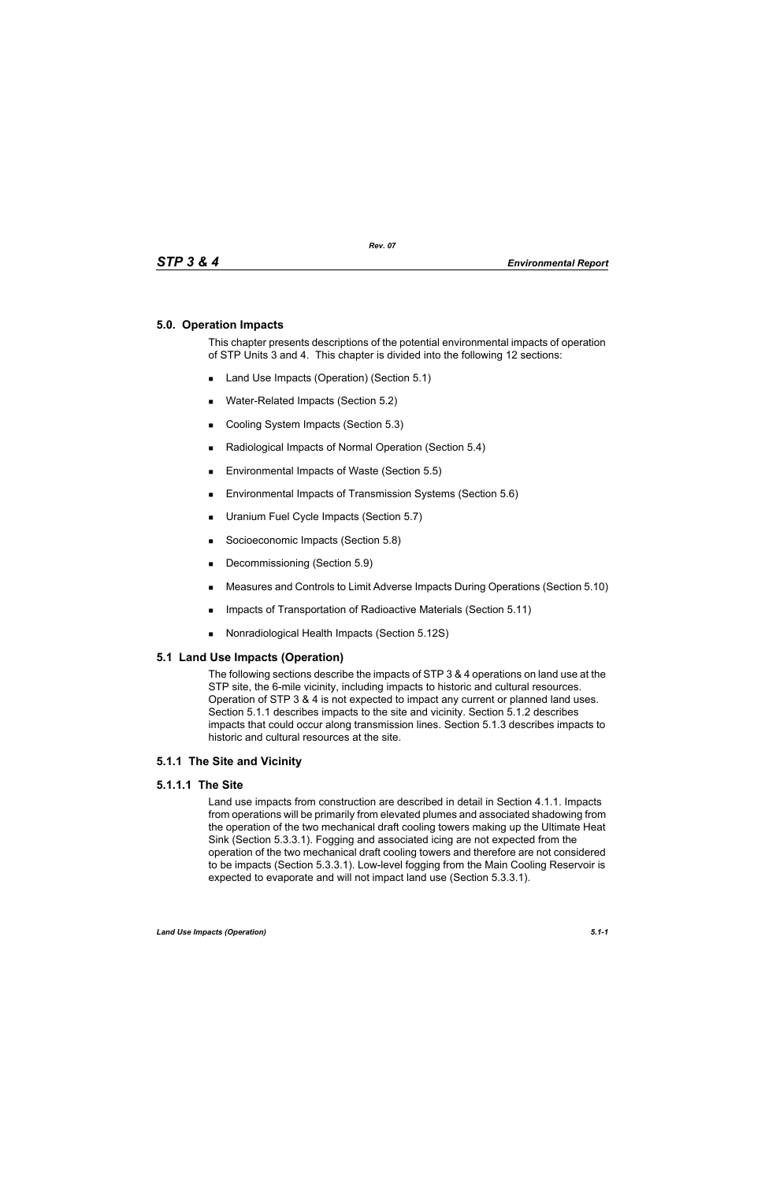## 5.0. Operation Impacts

This chapter presents descriptions of the potential environmental impacts of operation of STP Units 3 and 4. This chapter is divided into the following 12 sections:

- Land Use Impacts (Operation) (Section 5.1)
- Water-Related Impacts (Section 5.2)
- Cooling System Impacts (Section 5.3)
- Radiological Impacts of Normal Operation (Section 5.4)
- Environmental Impacts of Waste (Section 5.5)
- Environmental Impacts of Transmission Systems (Section 5.6)
- Uranium Fuel Cycle Impacts (Section 5.7)
- Socioeconomic Impacts (Section 5.8)
- Decommissioning (Section 5.9)
- Measures and Controls to Limit Adverse Impacts During Operations (Section 5.10)
- Impacts of Transportation of Radioactive Materials (Section 5.11)
- Nonradiological Health Impacts (Section 5.12S)

## 5.1 Land Use Impacts (Operation)

The following sections describe the impacts of STP 3 & 4 operations on land use at the STP site, the 6-mile vicinity, including impacts to historic and cultural resources. Operation of STP 3 & 4 is not expected to impact any current or planned land uses. Section 5.1.1 describes impacts to the site and vicinity. Section 5.1.2 describes impacts that could occur along transmission lines. Section 5.1.3 describes impacts to historic and cultural resources at the site.

### 5.1.1 The Site and Vicinity

#### 5.1.1.1 The Site

Land use impacts from construction are described in detail in Section 4.1.1. Impacts from operations will be primarily from elevated plumes and associated shadowing from the operation of the two mechanical draft cooling towers making up the Ultimate Heat Sink (Section 5.3.3.1). Fogging and associated icing are not expected from the operation of the two mechanical draft cooling towers and therefore are not considered to be impacts (Section 5.3.3.1). Low-level fogging from the Main Cooling Reservoir is expected to evaporate and will not impact land use (Section 5.3.3.1).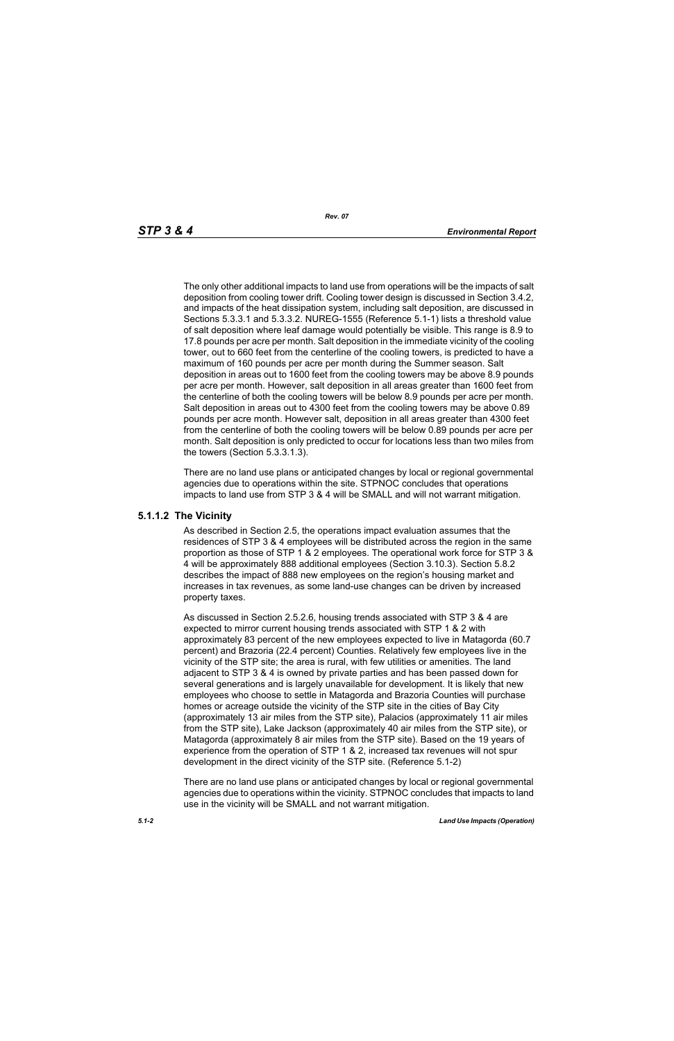The only other additional impacts to land use from operations will be the impacts of salt deposition from cooling tower drift. Cooling tower design is discussed in Section 3.4.2, and impacts of the heat dissipation system, including salt deposition, are discussed in Sections 5.3.3.1 and 5.3.3.2. NUREG-1555 (Reference 5.1-1) lists a threshold value of salt deposition where leaf damage would potentially be visible. This range is 8.9 to 17.8 pounds per acre per month. Salt deposition in the immediate vicinity of the cooling tower, out to 660 feet from the centerline of the cooling towers, is predicted to have a maximum of 160 pounds per acre per month during the Summer season. Salt deposition in areas out to 1600 feet from the cooling towers may be above 8.9 pounds per acre per month. However, salt deposition in all areas greater than 1600 feet from the centerline of both the cooling towers will be below 8.9 pounds per acre per month. Salt deposition in areas out to 4300 feet from the cooling towers may be above 0.89 pounds per acre month. However salt, deposition in all areas greater than 4300 feet from the centerline of both the cooling towers will be below 0.89 pounds per acre per month. Salt deposition is only predicted to occur for locations less than two miles from the towers (Section 5.3.3.1.3).

There are no land use plans or anticipated changes by local or regional governmental agencies due to operations within the site. STPNOC concludes that operations impacts to land use from STP 3 & 4 will be SMALL and will not warrant mitigation.

### 5.1.1.2 The Vicinity

As described in Section 2.5, the operations impact evaluation assumes that the residences of STP 3 & 4 employees will be distributed across the region in the same proportion as those of STP 1 & 2 employees. The operational work force for STP 3 & 4 will be approximately 888 additional employees (Section 3.10.3). Section 5.8.2 describes the impact of 888 new employees on the region's housing market and increases in tax revenues, as some land-use changes can be driven by increased property taxes.

As discussed in Section 2.5.2.6, housing trends associated with STP 3 & 4 are expected to mirror current housing trends associated with STP 1 & 2 with approximately 83 percent of the new employees expected to live in Matagorda (60.7 percent) and Brazoria (22.4 percent) Counties. Relatively few employees live in the vicinity of the STP site; the area is rural, with few utilities or amenities. The land adjacent to STP 3 & 4 is owned by private parties and has been passed down for several generations and is largely unavailable for development. It is likely that new employees who choose to settle in Matagorda and Brazoria Counties will purchase homes or acreage outside the vicinity of the STP site in the cities of Bay City (approximately 13 air miles from the STP site), Palacios (approximately 11 air miles from the STP site), Lake Jackson (approximately 40 air miles from the STP site), or Matagorda (approximately 8 air miles from the STP site). Based on the 19 years of experience from the operation of STP 1 & 2, increased tax revenues will not spur development in the direct vicinity of the STP site. (Reference 5.1-2)

There are no land use plans or anticipated changes by local or regional governmental agencies due to operations within the vicinity. STPNOC concludes that impacts to land use in the vicinity will be SMALL and not warrant mitigation.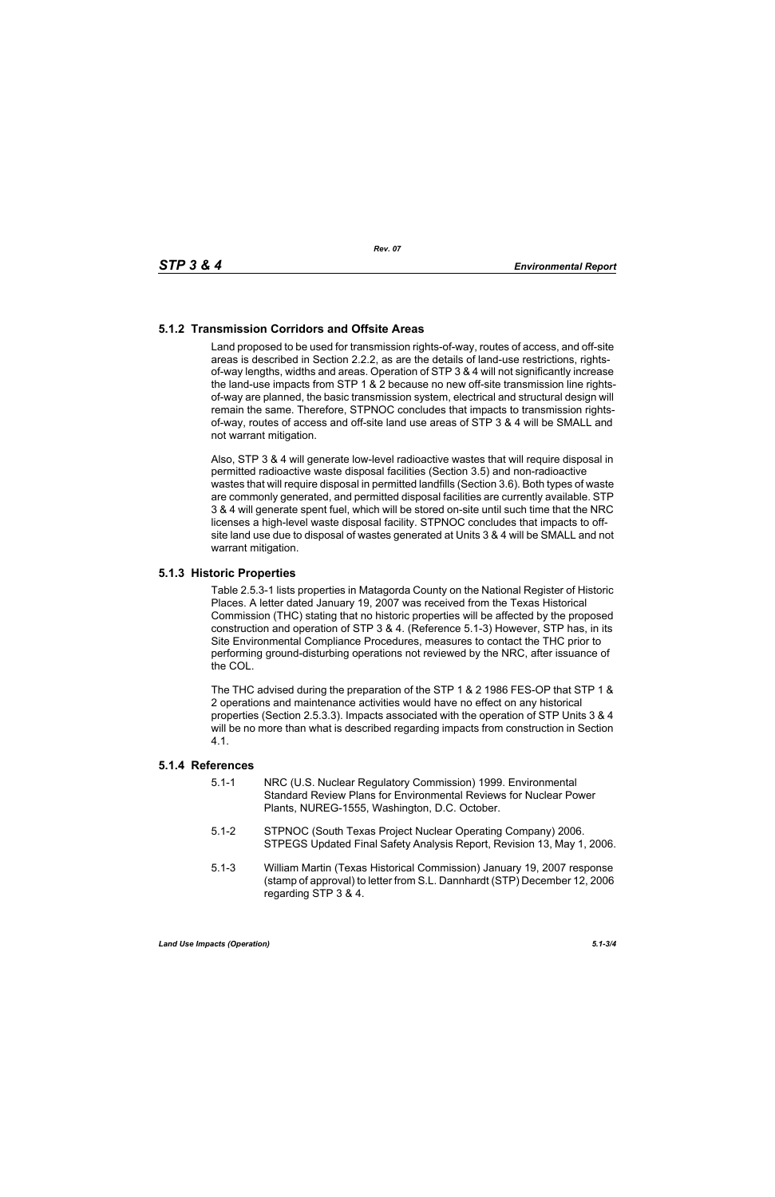### 5.1.2 Transmission Corridors and Offsite Areas

Land proposed to be used for transmission rights-of-way, routes of access, and off-site areas is described in Section 2.2.2, as are the details of land-use restrictions, rights-of-way lengths, widths and areas. Operation of STP 3 & 4 will not significantly increase the land-use impacts from STP 1 & 2 because no new off-site transmission line rights-of-way are planned, the basic transmission system, electrical and structural design will remain the same. Therefore, STPNOC concludes that impacts to transmission rights-of-way, routes of access and off-site land use areas of STP 3 & 4 will be SMALL and not warrant mitigation.

Also, STP 3 & 4 will generate low-level radioactive wastes that will require disposal in permitted radioactive waste disposal facilities (Section 3.5) and non-radioactive wastes that will require disposal in permitted landfills (Section 3.6). Both types of waste are commonly generated, and permitted disposal facilities are currently available. STP 3 & 4 will generate spent fuel, which will be stored on-site until such time that the NRC licenses a high-level waste disposal facility. STPNOC concludes that impacts to off-site land use due to disposal of wastes generated at Units 3 & 4 will be SMALL and not warrant mitigation.

### 5.1.3 Historic Properties

Table 2.5.3-1 lists properties in Matagorda County on the National Register of Historic Places. A letter dated January 19, 2007 was received from the Texas Historical Commission (THC) stating that no historic properties will be affected by the proposed construction and operation of STP 3 & 4. (Reference 5.1-3) However, STP has, in its Site Environmental Compliance Procedures, measures to contact the THC prior to performing ground-disturbing operations not reviewed by the NRC, after issuance of the COL.

The THC advised during the preparation of the STP 1 & 2 1986 FES-OP that STP 1 & 2 operations and maintenance activities would have no effect on any historical properties (Section 2.5.3.3). Impacts associated with the operation of STP Units 3 & 4 will be no more than what is described regarding impacts from construction in Section 4.1.

### 5.1.4 References

5.1-1 NRC (U.S. Nuclear Regulatory Commission) 1999. Environmental Standard Review Plans for Environmental Reviews for Nuclear Power Plants, NUREG-1555, Washington, D.C. October.

5.1-2 STPNOC (South Texas Project Nuclear Operating Company) 2006. STPEGS Updated Final Safety Analysis Report, Revision 13, May 1, 2006.

5.1-3 William Martin (Texas Historical Commission) January 19, 2007 response (stamp of approval) to letter from S.L. Dannhardt (STP) December 12, 2006 regarding STP 3 & 4.